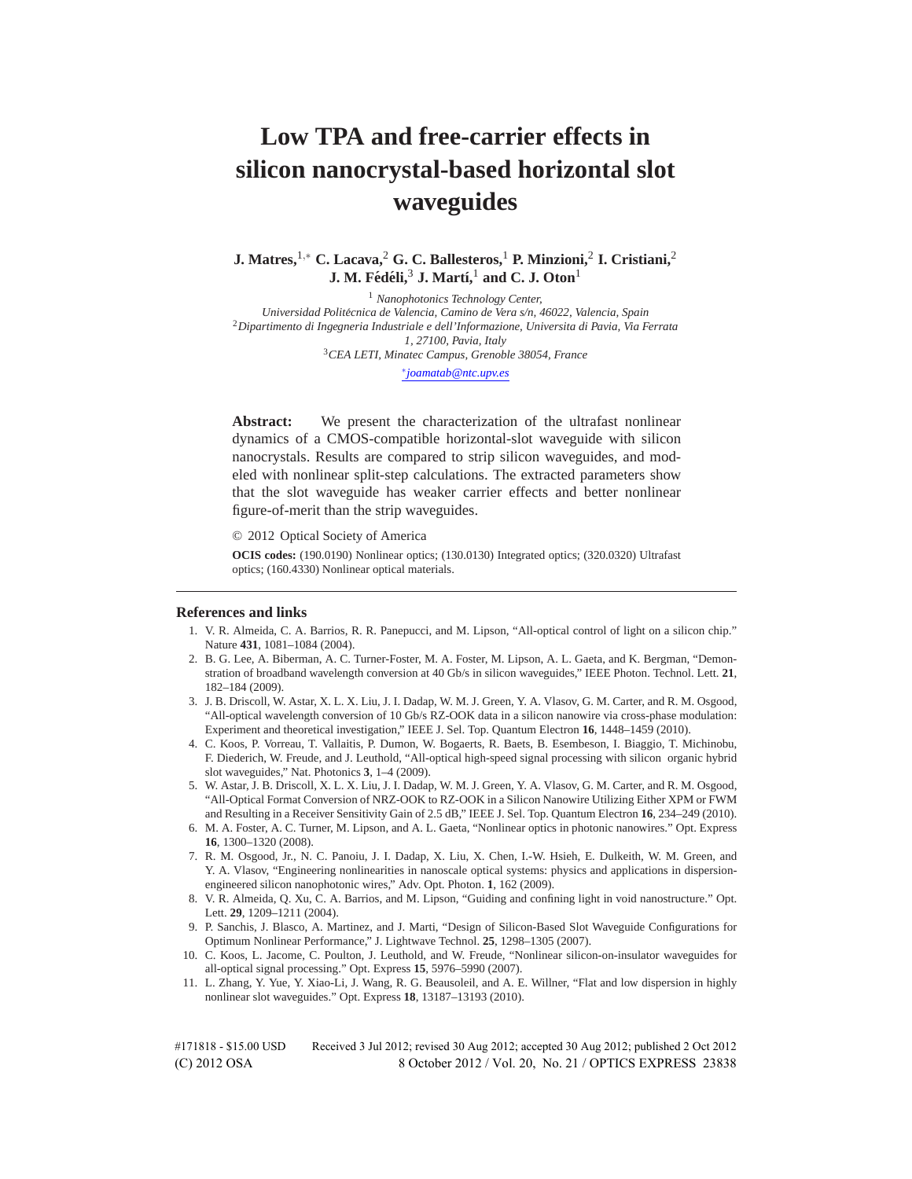# Low TPA and free-carrier effects in silicon nanocrystal-based horizontal slot waveguides

**J. Matres,**[1,*] **C. Lacava,**[2] **G. C. Ballesteros,**[1] **P. Minzioni,**[2] **I. Cristiani,**[2] **J. M. Fédéli,**[3] **J. Martí,**[1] **and C. J. Oton**[1]

[1] *Nanophotonics Technology Center, Universidad Politécnica de Valencia, Camino de Vera s/n, 46022, Valencia, Spain*

[2] *Dipartimento di Ingegneria Industriale e dell'Informazione, Universita di Pavia, Via Ferrata 1, 27100, Pavia, Italy*

[3] *CEA LETI, Minatec Campus, Grenoble 38054, France*

[*] *joamatab@ntc.upv.es*

**Abstract:** We present the characterization of the ultrafast nonlinear dynamics of a CMOS-compatible horizontal-slot waveguide with silicon nanocrystals. Results are compared to strip silicon waveguides, and modeled with nonlinear split-step calculations. The extracted parameters show that the slot waveguide has weaker carrier effects and better nonlinear figure-of-merit than the strip waveguides.

© 2012 Optical Society of America

**OCIS codes:** (190.0190) Nonlinear optics; (130.0130) Integrated optics; (320.0320) Ultrafast optics; (160.4330) Nonlinear optical materials.

## References and links

1. V. R. Almeida, C. A. Barrios, R. R. Panepucci, and M. Lipson, "All-optical control of light on a silicon chip." Nature **431**, 1081–1084 (2004).
2. B. G. Lee, A. Biberman, A. C. Turner-Foster, M. A. Foster, M. Lipson, A. L. Gaeta, and K. Bergman, "Demonstration of broadband wavelength conversion at 40 Gb/s in silicon waveguides," IEEE Photon. Technol. Lett. **21**, 182–184 (2009).
3. J. B. Driscoll, W. Astar, X. L. X. Liu, J. I. Dadap, W. M. J. Green, Y. A. Vlasov, G. M. Carter, and R. M. Osgood, "All-optical wavelength conversion of 10 Gb/s RZ-OOK data in a silicon nanowire via cross-phase modulation: Experiment and theoretical investigation," IEEE J. Sel. Top. Quantum Electron **16**, 1448–1459 (2010).
4. C. Koos, P. Vorreau, T. Vallaitis, P. Dumon, W. Bogaerts, R. Baets, B. Esembeson, I. Biaggio, T. Michinobu, F. Diederich, W. Freude, and J. Leuthold, "All-optical high-speed signal processing with silicon organic hybrid slot waveguides," Nat. Photonics **3**, 1–4 (2009).
5. W. Astar, J. B. Driscoll, X. L. X. Liu, J. I. Dadap, W. M. J. Green, Y. A. Vlasov, G. M. Carter, and R. M. Osgood, "All-Optical Format Conversion of NRZ-OOK to RZ-OOK in a Silicon Nanowire Utilizing Either XPM or FWM and Resulting in a Receiver Sensitivity Gain of 2.5 dB," IEEE J. Sel. Top. Quantum Electron **16**, 234–249 (2010).
6. M. A. Foster, A. C. Turner, M. Lipson, and A. L. Gaeta, "Nonlinear optics in photonic nanowires." Opt. Express **16**, 1300–1320 (2008).
7. R. M. Osgood, Jr., N. C. Panoiu, J. I. Dadap, X. Liu, X. Chen, I.-W. Hsieh, E. Dulkeith, W. M. Green, and Y. A. Vlasov, "Engineering nonlinearities in nanoscale optical systems: physics and applications in dispersion-engineered silicon nanophotonic wires," Adv. Opt. Photon. **1**, 162 (2009).
8. V. R. Almeida, Q. Xu, C. A. Barrios, and M. Lipson, "Guiding and confining light in void nanostructure." Opt. Lett. **29**, 1209–1211 (2004).
9. P. Sanchis, J. Blasco, A. Martinez, and J. Marti, "Design of Silicon-Based Slot Waveguide Configurations for Optimum Nonlinear Performance," J. Lightwave Technol. **25**, 1298–1305 (2007).
10. C. Koos, L. Jacome, C. Poulton, J. Leuthold, and W. Freude, "Nonlinear silicon-on-insulator waveguides for all-optical signal processing." Opt. Express **15**, 5976–5990 (2007).
11. L. Zhang, Y. Yue, Y. Xiao-Li, J. Wang, R. G. Beausoleil, and A. E. Willner, "Flat and low dispersion in highly nonlinear slot waveguides." Opt. Express **18**, 13187–13193 (2010).

#171818 - $15.00 USD Received 3 Jul 2012; revised 30 Aug 2012; accepted 30 Aug 2012; published 2 Oct 2012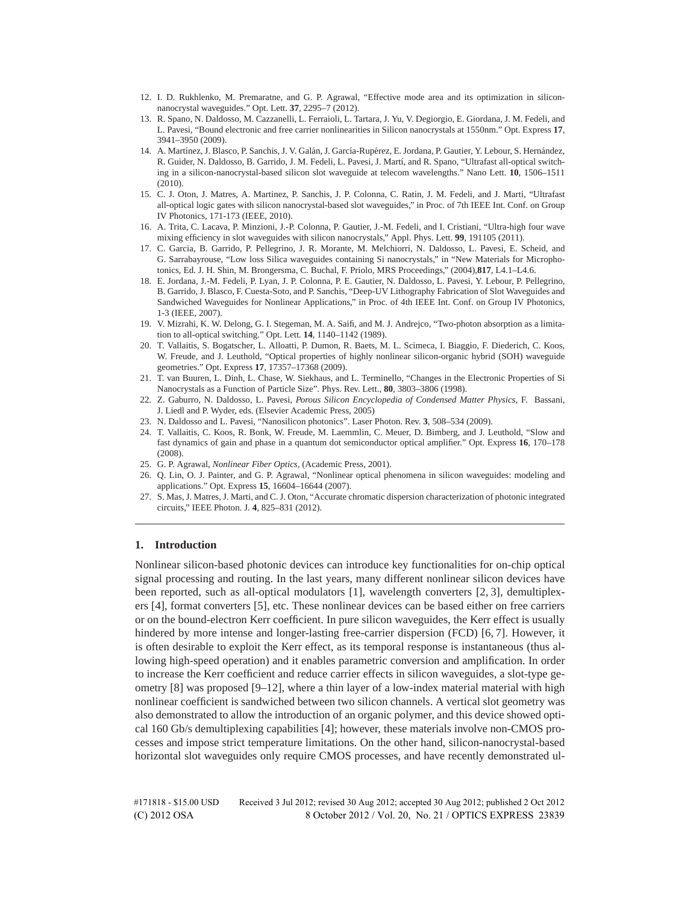12. I. D. Rukhlenko, M. Premaratne, and G. P. Agrawal, "Effective mode area and its optimization in silicon-nanocrystal waveguides." Opt. Lett. **37**, 2295–7 (2012).
13. R. Spano, N. Daldosso, M. Cazzanelli, L. Ferraioli, L. Tartara, J. Yu, V. Degiorgio, E. Giordana, J. M. Fedeli, and L. Pavesi, "Bound electronic and free carrier nonlinearities in Silicon nanocrystals at 1550nm." Opt. Express **17**, 3941–3950 (2009).
14. A. Martínez, J. Blasco, P. Sanchis, J. V. Galán, J. García-Rupérez, E. Jordana, P. Gautier, Y. Lebour, S. Hernández, R. Guider, N. Daldosso, B. Garrido, J. M. Fedeli, L. Pavesi, J. Martí, and R. Spano, "Ultrafast all-optical switching in a silicon-nanocrystal-based silicon slot waveguide at telecom wavelengths." Nano Lett. **10**, 1506–1511 (2010).
15. C. J. Oton, J. Matres, A. Martinez, P. Sanchis, J. P. Colonna, C. Ratin, J. M. Fedeli, and J. Marti, "Ultrafast all-optical logic gates with silicon nanocrystal-based slot waveguides," in Proc. of 7th IEEE Int. Conf. on Group IV Photonics, 171-173 (IEEE, 2010).
16. A. Trita, C. Lacava, P. Minzioni, J.-P. Colonna, P. Gautier, J.-M. Fedeli, and I. Cristiani, "Ultra-high four wave mixing efficiency in slot waveguides with silicon nanocrystals," Appl. Phys. Lett. **99**, 191105 (2011).
17. C. Garcia, B. Garrido, P. Pellegrino, J. R. Morante, M. Melchiorri, N. Daldosso, L. Pavesi, E. Scheid, and G. Sarrabayrouse, "Low loss Silica waveguides containing Si nanocrystals," in "New Materials for Microphotonics, Ed. J. H. Shin, M. Brongersma, C. Buchal, F. Priolo, MRS Proceedings," (2004),**817**, L4.1–L4.6.
18. E. Jordana, J.-M. Fedeli, P. Lyan, J. P. Colonna, P. E. Gautier, N. Daldosso, L. Pavesi, Y. Lebour, P. Pellegrino, B. Garrido, J. Blasco, F. Cuesta-Soto, and P. Sanchis, "Deep-UV Lithography Fabrication of Slot Waveguides and Sandwiched Waveguides for Nonlinear Applications," in Proc. of 4th IEEE Int. Conf. on Group IV Photonics, 1-3 (IEEE, 2007).
19. V. Mizrahi, K. W. Delong, G. I. Stegeman, M. A. Saifi, and M. J. Andrejco, "Two-photon absorption as a limitation to all-optical switching." Opt. Lett. **14**, 1140–1142 (1989).
20. T. Vallaitis, S. Bogatscher, L. Alloatti, P. Dumon, R. Baets, M. L. Scimeca, I. Biaggio, F. Diederich, C. Koos, W. Freude, and J. Leuthold, "Optical properties of highly nonlinear silicon-organic hybrid (SOH) waveguide geometries." Opt. Express **17**, 17357–17368 (2009).
21. T. van Buuren, L. Dinh, L. Chase, W. Siekhaus, and L. Terminello, "Changes in the Electronic Properties of Si Nanocrystals as a Function of Particle Size". Phys. Rev. Lett., **80**, 3803–3806 (1998).
22. Z. Gaburro, N. Daldosso, L. Pavesi, *Porous Silicon Encyclopedia of Condensed Matter Physics*, F. Bassani, J. Liedl and P. Wyder, eds. (Elsevier Academic Press, 2005)
23. N. Daldosso and L. Pavesi, "Nanosilicon photonics". Laser Photon. Rev. **3**, 508–534 (2009).
24. T. Vallaitis, C. Koos, R. Bonk, W. Freude, M. Laemmlin, C. Meuer, D. Bimberg, and J. Leuthold, "Slow and fast dynamics of gain and phase in a quantum dot semiconductor optical amplifier." Opt. Express **16**, 170–178 (2008).
25. G. P. Agrawal, *Nonlinear Fiber Optics*, (Academic Press, 2001).
26. Q. Lin, O. J. Painter, and G. P. Agrawal, "Nonlinear optical phenomena in silicon waveguides: modeling and applications." Opt. Express **15**, 16604–16644 (2007).
27. S. Mas, J. Matres, J. Marti, and C. J. Oton, "Accurate chromatic dispersion characterization of photonic integrated circuits," IEEE Photon. J. **4**, 825–831 (2012).

## 1. Introduction

Nonlinear silicon-based photonic devices can introduce key functionalities for on-chip optical signal processing and routing. In the last years, many different nonlinear silicon devices have been reported, such as all-optical modulators [1], wavelength converters [2, 3], demultiplexers [4], format converters [5], etc. These nonlinear devices can be based either on free carriers or on the bound-electron Kerr coefficient. In pure silicon waveguides, the Kerr effect is usually hindered by more intense and longer-lasting free-carrier dispersion (FCD) [6, 7]. However, it is often desirable to exploit the Kerr effect, as its temporal response is instantaneous (thus allowing high-speed operation) and it enables parametric conversion and amplification. In order to increase the Kerr coefficient and reduce carrier effects in silicon waveguides, a slot-type geometry [8] was proposed [9–12], where a thin layer of a low-index material material with high nonlinear coefficient is sandwiched between two silicon channels. A vertical slot geometry was also demonstrated to allow the introduction of an organic polymer, and this device showed optical 160 Gb/s demultiplexing capabilities [4]; however, these materials involve non-CMOS processes and impose strict temperature limitations. On the other hand, silicon-nanocrystal-based horizontal slot waveguides only require CMOS processes, and have recently demonstrated ul-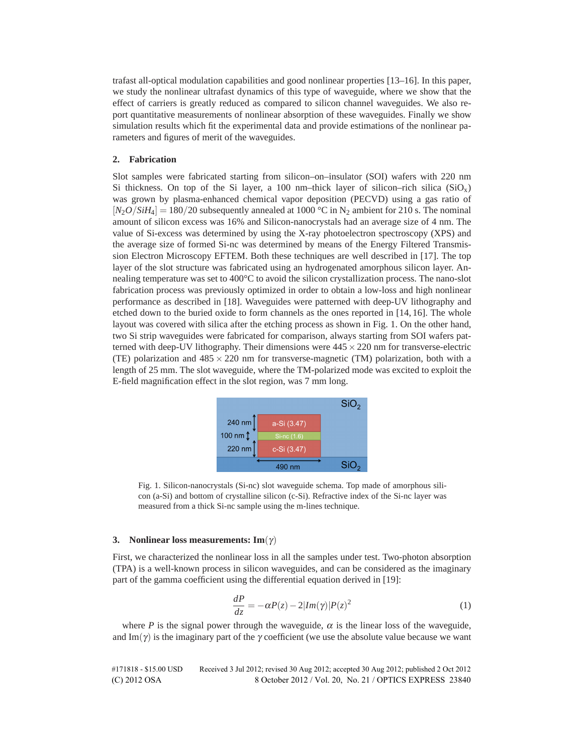trafast all-optical modulation capabilities and good nonlinear properties [13–16]. In this paper, we study the nonlinear ultrafast dynamics of this type of waveguide, where we show that the effect of carriers is greatly reduced as compared to silicon channel waveguides. We also report quantitative measurements of nonlinear absorption of these waveguides. Finally we show simulation results which fit the experimental data and provide estimations of the nonlinear parameters and figures of merit of the waveguides.

## 2. Fabrication

Slot samples were fabricated starting from silicon–on–insulator (SOI) wafers with 220 nm Si thickness. On top of the Si layer, a 100 nm–thick layer of silicon–rich silica ($SiO_x$) was grown by plasma-enhanced chemical vapor deposition (PECVD) using a gas ratio of $[N_2O/SiH_4] = 180/20$ subsequently annealed at 1000 °C in $N_2$ ambient for 210 s. The nominal amount of silicon excess was 16% and Silicon-nanocrystals had an average size of 4 nm. The value of Si-excess was determined by using the X-ray photoelectron spectroscopy (XPS) and the average size of formed Si-nc was determined by means of the Energy Filtered Transmission Electron Microscopy EFTEM. Both these techniques are well described in [17]. The top layer of the slot structure was fabricated using an hydrogenated amorphous silicon layer. Annealing temperature was set to 400°C to avoid the silicon crystallization process. The nano-slot fabrication process was previously optimized in order to obtain a low-loss and high nonlinear performance as described in [18]. Waveguides were patterned with deep-UV lithography and etched down to the buried oxide to form channels as the ones reported in [14, 16]. The whole layout was covered with silica after the etching process as shown in Fig. 1. On the other hand, two Si strip waveguides were fabricated for comparison, always starting from SOI wafers patterned with deep-UV lithography. Their dimensions were $445 \times 220$ nm for transverse-electric (TE) polarization and $485 \times 220$ nm for transverse-magnetic (TM) polarization, both with a length of 25 mm. The slot waveguide, where the TM-polarized mode was excited to exploit the E-field magnification effect in the slot region, was 7 mm long.

Fig. 1. Silicon-nanocrystals (Si-nc) slot waveguide schema. Top made of amorphous silicon (a-Si) and bottom of crystalline silicon (c-Si). Refractive index of the Si-nc layer was measured from a thick Si-nc sample using the m-lines technique.

## 3. Nonlinear loss measurements: Im($\gamma$)

First, we characterized the nonlinear loss in all the samples under test. Two-photon absorption (TPA) is a well-known process in silicon waveguides, and can be considered as the imaginary part of the gamma coefficient using the differential equation derived in [19]:

$$\frac{dP}{dz} = -\alpha P(z) - 2|Im(\gamma)|P(z)^2 \tag{1}$$

where $P$ is the signal power through the waveguide, $\alpha$ is the linear loss of the waveguide, and Im($\gamma$) is the imaginary part of the $\gamma$ coefficient (we use the absolute value because we want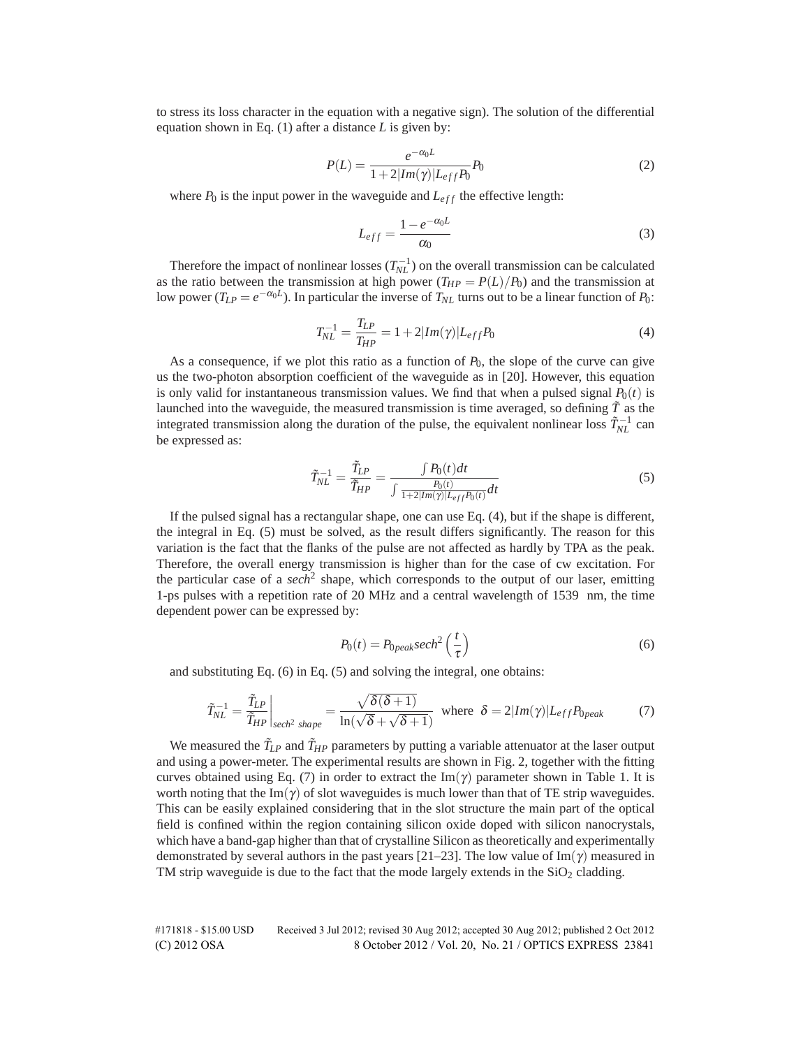to stress its loss character in the equation with a negative sign). The solution of the differential equation shown in Eq. (1) after a distance $L$ is given by:

$$P(L) = \frac{e^{-\alpha_0 L}}{1 + 2|Im(\gamma)|L_{eff}P_0} P_0 \tag{2}$$

where $P_0$ is the input power in the waveguide and $L_{eff}$ the effective length:

$$L_{eff} = \frac{1 - e^{-\alpha_0 L}}{\alpha_0} \tag{3}$$

Therefore the impact of nonlinear losses ($T_{NL}^{-1}$) on the overall transmission can be calculated as the ratio between the transmission at high power ($T_{HP} = P(L)/P_0$) and the transmission at low power ($T_{LP} = e^{-\alpha_0 L}$). In particular the inverse of $T_{NL}$ turns out to be a linear function of $P_0$:

$$T_{NL}^{-1} = \frac{T_{LP}}{T_{HP}} = 1 + 2|Im(\gamma)|L_{eff}P_0 \tag{4}$$

As a consequence, if we plot this ratio as a function of $P_0$, the slope of the curve can give us the two-photon absorption coefficient of the waveguide as in [20]. However, this equation is only valid for instantaneous transmission values. We find that when a pulsed signal $P_0(t)$ is launched into the waveguide, the measured transmission is time averaged, so defining $\tilde{T}$ as the integrated transmission along the duration of the pulse, the equivalent nonlinear loss $\tilde{T}_{NL}^{-1}$ can be expressed as:

$$\tilde{T}_{NL}^{-1} = \frac{\tilde{T}_{LP}}{\tilde{T}_{HP}} = \frac{\int P_0(t)dt}{\int \frac{P_0(t)}{1+2|Im(\gamma)|L_{eff}P_0(t)}dt} \tag{5}$$

If the pulsed signal has a rectangular shape, one can use Eq. (4), but if the shape is different, the integral in Eq. (5) must be solved, as the result differs significantly. The reason for this variation is the fact that the flanks of the pulse are not affected as hardly by TPA as the peak. Therefore, the overall energy transmission is higher than for the case of cw excitation. For the particular case of a $sech^2$ shape, which corresponds to the output of our laser, emitting 1-ps pulses with a repetition rate of 20 MHz and a central wavelength of 1539 nm, the time dependent power can be expressed by:

$$P_0(t) = P_{0peak} sech^2\left(\frac{t}{\tau}\right) \tag{6}$$

and substituting Eq. (6) in Eq. (5) and solving the integral, one obtains:

$$\tilde{T}_{NL}^{-1} = \left.\frac{\tilde{T}_{LP}}{\tilde{T}_{HP}}\right|_{sech^2\ shape} = \frac{\sqrt{\delta(\delta+1)}}{\ln(\sqrt{\delta}+\sqrt{\delta+1})} \quad \text{where} \quad \delta = 2|Im(\gamma)|L_{eff}P_{0peak} \tag{7}$$

We measured the $\tilde{T}_{LP}$ and $\tilde{T}_{HP}$ parameters by putting a variable attenuator at the laser output and using a power-meter. The experimental results are shown in Fig. 2, together with the fitting curves obtained using Eq. (7) in order to extract the $\text{Im}(\gamma)$ parameter shown in Table 1. It is worth noting that the $\text{Im}(\gamma)$ of slot waveguides is much lower than that of TE strip waveguides. This can be easily explained considering that in the slot structure the main part of the optical field is confined within the region containing silicon oxide doped with silicon nanocrystals, which have a band-gap higher than that of crystalline Silicon as theoretically and experimentally demonstrated by several authors in the past years [21–23]. The low value of $\text{Im}(\gamma)$ measured in TM strip waveguide is due to the fact that the mode largely extends in the $SiO_2$ cladding.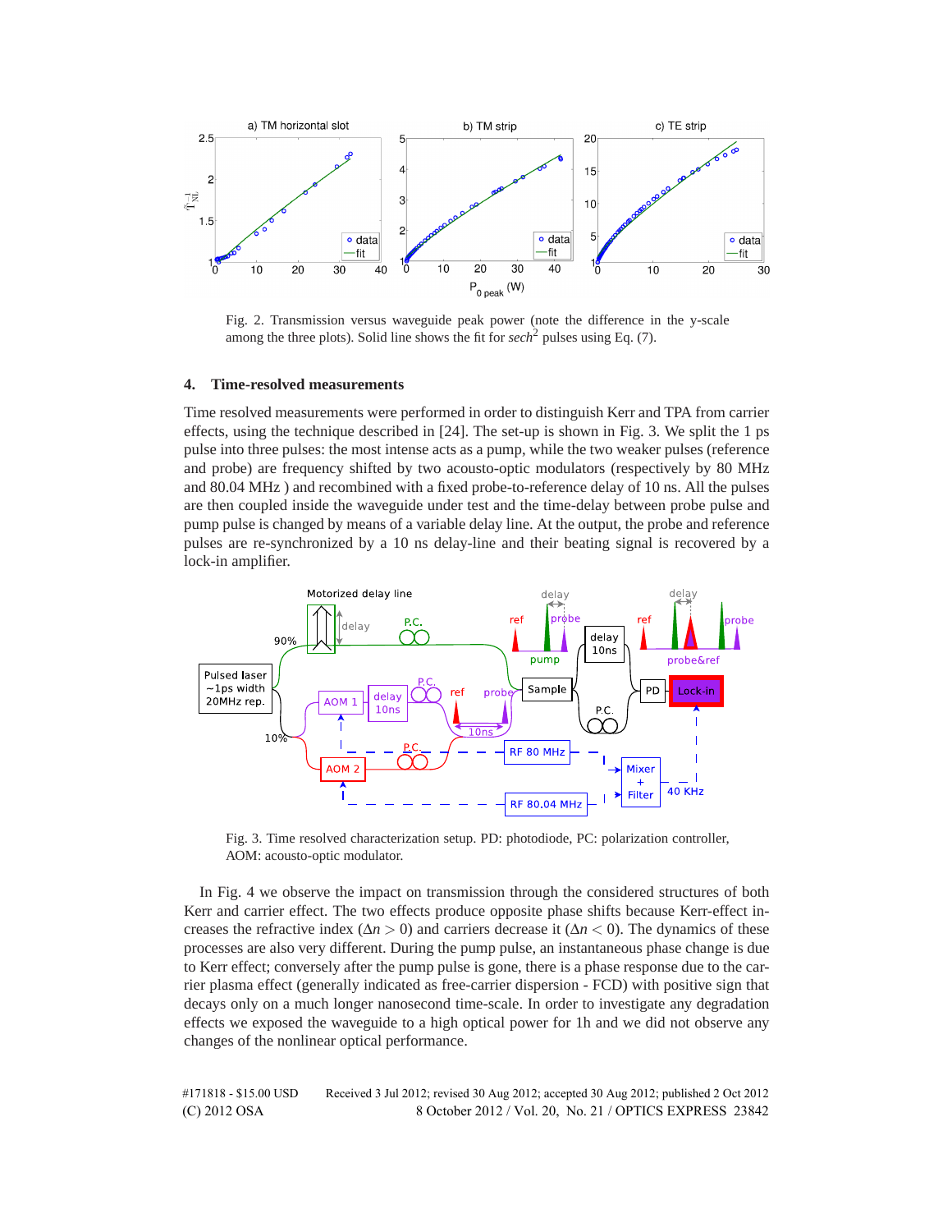Fig. 2. Transmission versus waveguide peak power (note the difference in the y-scale among the three plots). Solid line shows the fit for *sech*$^2$ pulses using Eq. (7).

## 4. Time-resolved measurements

Time resolved measurements were performed in order to distinguish Kerr and TPA from carrier effects, using the technique described in [24]. The set-up is shown in Fig. 3. We split the 1 ps pulse into three pulses: the most intense acts as a pump, while the two weaker pulses (reference and probe) are frequency shifted by two acousto-optic modulators (respectively by 80 MHz and 80.04 MHz ) and recombined with a fixed probe-to-reference delay of 10 ns. All the pulses are then coupled inside the waveguide under test and the time-delay between probe pulse and pump pulse is changed by means of a variable delay line. At the output, the probe and reference pulses are re-synchronized by a 10 ns delay-line and their beating signal is recovered by a lock-in amplifier.

Fig. 3. Time resolved characterization setup. PD: photodiode, PC: polarization controller, AOM: acousto-optic modulator.

In Fig. 4 we observe the impact on transmission through the considered structures of both Kerr and carrier effect. The two effects produce opposite phase shifts because Kerr-effect increases the refractive index ($\Delta n > 0$) and carriers decrease it ($\Delta n < 0$). The dynamics of these processes are also very different. During the pump pulse, an instantaneous phase change is due to Kerr effect; conversely after the pump pulse is gone, there is a phase response due to the carrier plasma effect (generally indicated as free-carrier dispersion - FCD) with positive sign that decays only on a much longer nanosecond time-scale. In order to investigate any degradation effects we exposed the waveguide to a high optical power for 1h and we did not observe any changes of the nonlinear optical performance.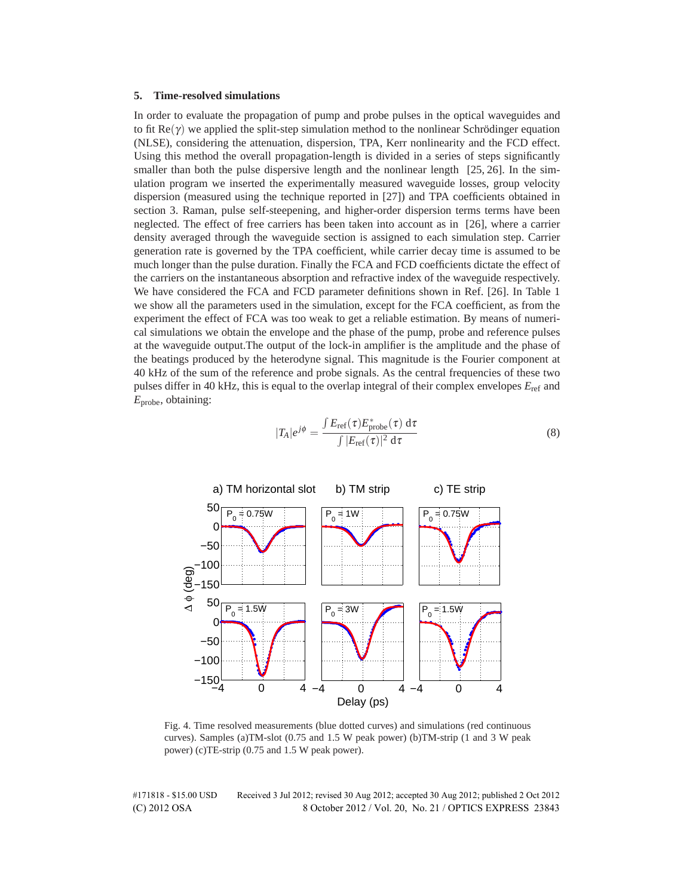## 5. Time-resolved simulations

In order to evaluate the propagation of pump and probe pulses in the optical waveguides and to fit $\mathrm{Re}(\gamma)$ we applied the split-step simulation method to the nonlinear Schrödinger equation (NLSE), considering the attenuation, dispersion, TPA, Kerr nonlinearity and the FCD effect. Using this method the overall propagation-length is divided in a series of steps significantly smaller than both the pulse dispersive length and the nonlinear length [25, 26]. In the simulation program we inserted the experimentally measured waveguide losses, group velocity dispersion (measured using the technique reported in [27]) and TPA coefficients obtained in section 3. Raman, pulse self-steepening, and higher-order dispersion terms terms have been neglected. The effect of free carriers has been taken into account as in [26], where a carrier density averaged through the waveguide section is assigned to each simulation step. Carrier generation rate is governed by the TPA coefficient, while carrier decay time is assumed to be much longer than the pulse duration. Finally the FCA and FCD coefficients dictate the effect of the carriers on the instantaneous absorption and refractive index of the waveguide respectively. We have considered the FCA and FCD parameter definitions shown in Ref. [26]. In Table 1 we show all the parameters used in the simulation, except for the FCA coefficient, as from the experiment the effect of FCA was too weak to get a reliable estimation. By means of numerical simulations we obtain the envelope and the phase of the pump, probe and reference pulses at the waveguide output.The output of the lock-in amplifier is the amplitude and the phase of the beatings produced by the heterodyne signal. This magnitude is the Fourier component at 40 kHz of the sum of the reference and probe signals. As the central frequencies of these two pulses differ in 40 kHz, this is equal to the overlap integral of their complex envelopes $E_{\mathrm{ref}}$ and $E_{\mathrm{probe}}$, obtaining:

$$|T_A|e^{j\phi} = \frac{\int E_{\mathrm{ref}}(\tau)E^{*}_{\mathrm{probe}}(\tau)\,\mathrm{d}\tau}{\int |E_{\mathrm{ref}}(\tau)|^2\,\mathrm{d}\tau} \tag{8}$$

Fig. 4. Time resolved measurements (blue dotted curves) and simulations (red continuous curves). Samples (a)TM-slot (0.75 and 1.5 W peak power) (b)TM-strip (1 and 3 W peak power) (c)TE-strip (0.75 and 1.5 W peak power).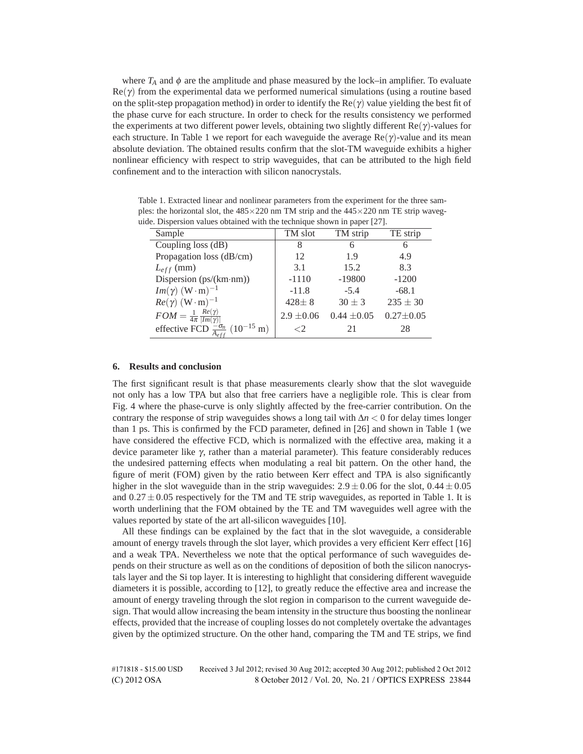where $T_A$ and $\phi$ are the amplitude and phase measured by the lock–in amplifier. To evaluate $\mathrm{Re}(\gamma)$ from the experimental data we performed numerical simulations (using a routine based on the split-step propagation method) in order to identify the $\mathrm{Re}(\gamma)$ value yielding the best fit of the phase curve for each structure. In order to check for the results consistency we performed the experiments at two different power levels, obtaining two slightly different $\mathrm{Re}(\gamma)$-values for each structure. In Table 1 we report for each waveguide the average $\mathrm{Re}(\gamma)$-value and its mean absolute deviation. The obtained results confirm that the slot-TM waveguide exhibits a higher nonlinear efficiency with respect to strip waveguides, that can be attributed to the high field confinement and to the interaction with silicon nanocrystals.

Table 1. Extracted linear and nonlinear parameters from the experiment for the three samples: the horizontal slot, the 485×220 nm TM strip and the 445×220 nm TE strip waveguide. Dispersion values obtained with the technique shown in paper [27].

| Sample | TM slot | TM strip | TE strip |
|---|---|---|---|
| Coupling loss (dB) | 8 | 6 | 6 |
| Propagation loss (dB/cm) | 12 | 1.9 | 4.9 |
| $L_{eff}$ (mm) | 3.1 | 15.2 | 8.3 |
| Dispersion (ps/(km·nm)) | -1110 | -19800 | -1200 |
| $Im(\gamma)$ $(\mathrm{W}\cdot\mathrm{m})^{-1}$ | -11.8 | -5.4 | -68.1 |
| $Re(\gamma)$ $(\mathrm{W}\cdot\mathrm{m})^{-1}$ | $428\pm 8$ | $30\pm 3$ | $235\pm 30$ |
| $FOM = \frac{1}{4\pi}\frac{Re(\gamma)}{\lvert Im(\gamma)\rvert}$ | $2.9\pm0.06$ | $0.44\pm0.05$ | $0.27\pm0.05$ |
| effective FCD $\frac{-\sigma_n}{A_{eff}}$ $(10^{-15}$ m) | $<2$ | 21 | 28 |

## 6. Results and conclusion

The first significant result is that phase measurements clearly show that the slot waveguide not only has a low TPA but also that free carriers have a negligible role. This is clear from Fig. 4 where the phase-curve is only slightly affected by the free-carrier contribution. On the contrary the response of strip waveguides shows a long tail with $\Delta n < 0$ for delay times longer than 1 ps. This is confirmed by the FCD parameter, defined in [26] and shown in Table 1 (we have considered the effective FCD, which is normalized with the effective area, making it a device parameter like $\gamma$, rather than a material parameter). This feature considerably reduces the undesired patterning effects when modulating a real bit pattern. On the other hand, the figure of merit (FOM) given by the ratio between Kerr effect and TPA is also significantly higher in the slot waveguide than in the strip waveguides: $2.9\pm0.06$ for the slot, $0.44\pm0.05$ and $0.27\pm0.05$ respectively for the TM and TE strip waveguides, as reported in Table 1. It is worth underlining that the FOM obtained by the TE and TM waveguides well agree with the values reported by state of the art all-silicon waveguides [10].

All these findings can be explained by the fact that in the slot waveguide, a considerable amount of energy travels through the slot layer, which provides a very efficient Kerr effect [16] and a weak TPA. Nevertheless we note that the optical performance of such waveguides depends on their structure as well as on the conditions of deposition of both the silicon nanocrystals layer and the Si top layer. It is interesting to highlight that considering different waveguide diameters it is possible, according to [12], to greatly reduce the effective area and increase the amount of energy traveling through the slot region in comparison to the current waveguide design. That would allow increasing the beam intensity in the structure thus boosting the nonlinear effects, provided that the increase of coupling losses do not completely overtake the advantages given by the optimized structure. On the other hand, comparing the TM and TE strips, we find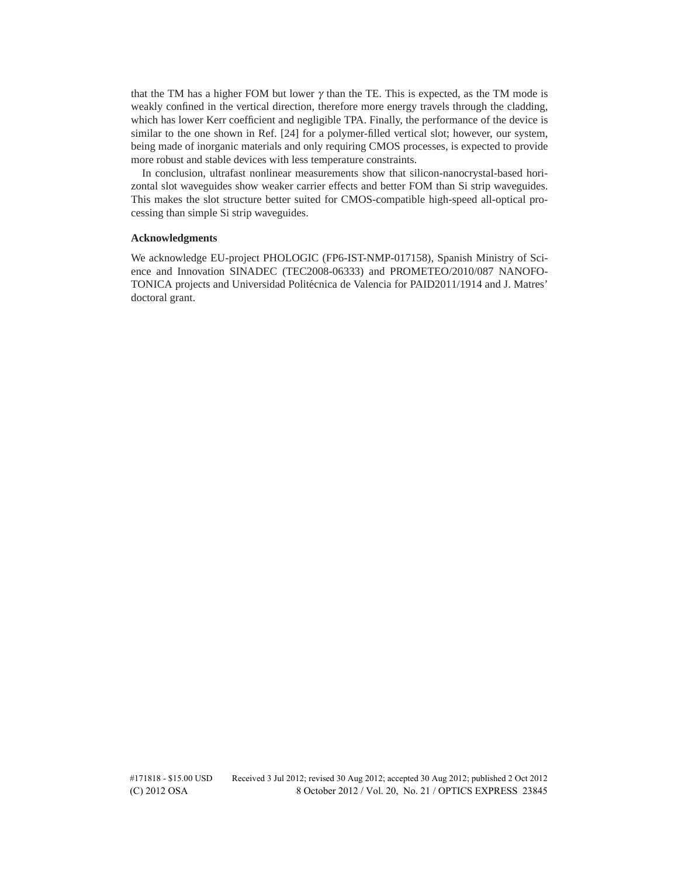that the TM has a higher FOM but lower $\gamma$ than the TE. This is expected, as the TM mode is weakly confined in the vertical direction, therefore more energy travels through the cladding, which has lower Kerr coefficient and negligible TPA. Finally, the performance of the device is similar to the one shown in Ref. [24] for a polymer-filled vertical slot; however, our system, being made of inorganic materials and only requiring CMOS processes, is expected to provide more robust and stable devices with less temperature constraints.

In conclusion, ultrafast nonlinear measurements show that silicon-nanocrystal-based horizontal slot waveguides show weaker carrier effects and better FOM than Si strip waveguides. This makes the slot structure better suited for CMOS-compatible high-speed all-optical processing than simple Si strip waveguides.

### Acknowledgments

We acknowledge EU-project PHOLOGIC (FP6-IST-NMP-017158), Spanish Ministry of Science and Innovation SINADEC (TEC2008-06333) and PROMETEO/2010/087 NANOFOTONICA projects and Universidad Politécnica de Valencia for PAID2011/1914 and J. Matres' doctoral grant.